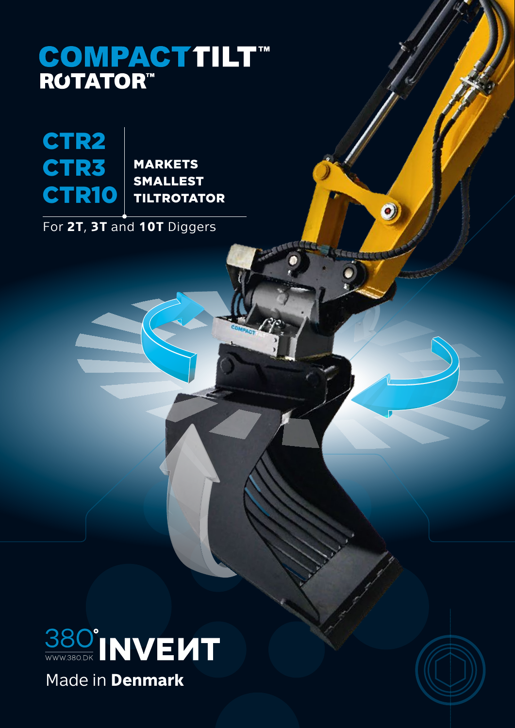# COMPACTTILT™ ROTATOR™

## CTR2
## CTR3
## CTR10

**MARKETS SMALLEST TILTROTATOR**

For **2T**, **3T** and **10T** Diggers

380° INVENT

WWW.380.DK

Made in **Denmark**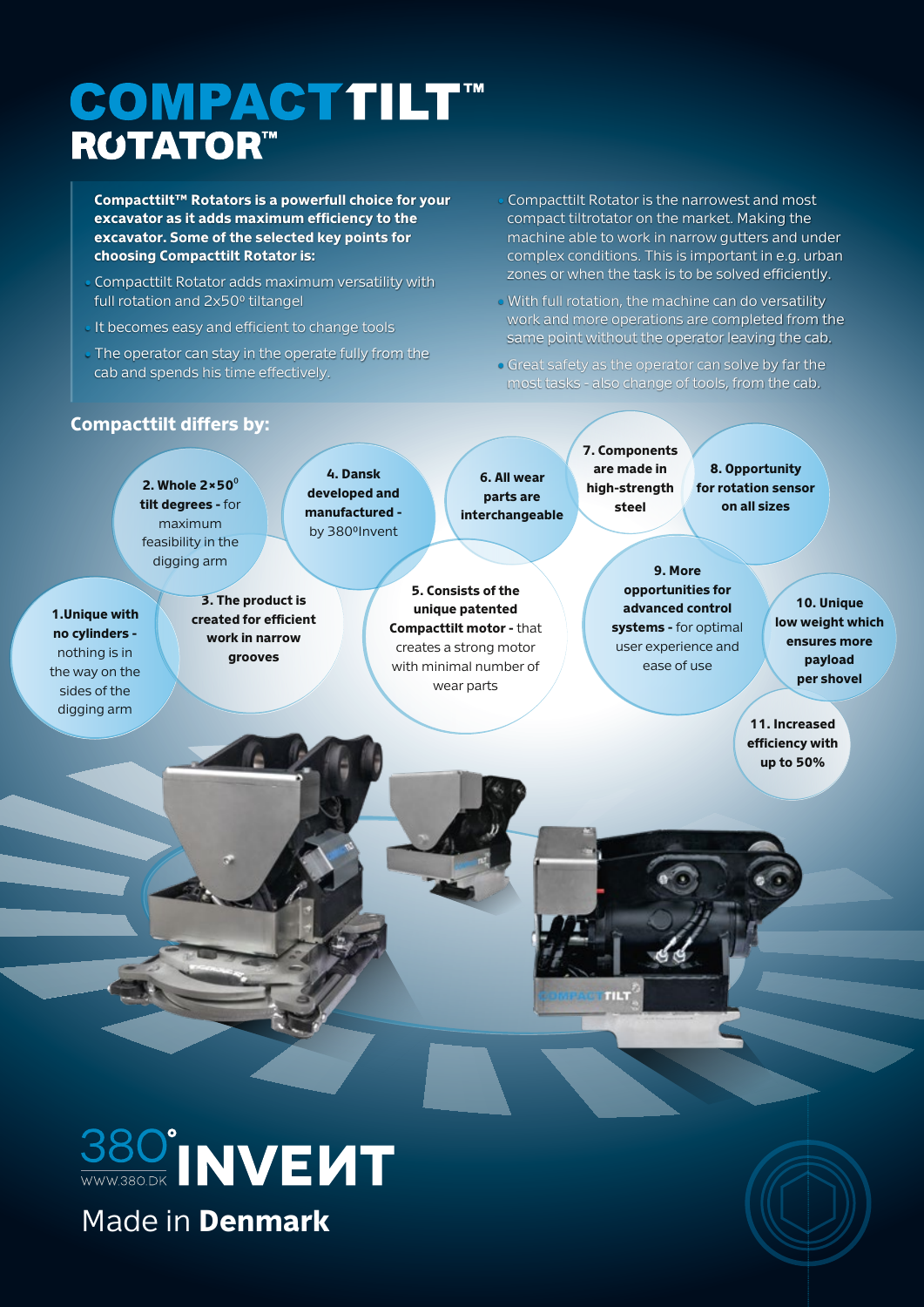# COMPACTTILT™ ROTATOR™

**Compacttilt™ Rotators is a powerfull choice for your excavator as it adds maximum efficiency to the excavator. Some of the selected key points for choosing Compacttilt Rotator is:**

- Compacttilt Rotator adds maximum versatility with full rotation and 2x50° tiltangel
- It becomes easy and efficient to change tools
- The operator can stay in the operate fully from the cab and spends his time effectively.
- Compacttilt Rotator is the narrowest and most compact tiltrotator on the market. Making the machine able to work in narrow gutters and under complex conditions. This is important in e.g. urban zones or when the task is to be solved efficiently.
- With full rotation, the machine can do versatility work and more operations are completed from the same point without the operator leaving the cab.
- Great safety as the operator can solve by far the most tasks - also change of tools, from the cab.

## Compacttilt differs by:

1. **Unique with no cylinders -** nothing is in the way on the sides of the digging arm
2. **Whole 2×50° tilt degrees -** for maximum feasibility in the digging arm
3. **The product is created for efficient work in narrow grooves**
4. **Dansk developed and manufactured -** by 380°Invent
5. **Consists of the unique patented Compacttilt motor -** that creates a strong motor with minimal number of wear parts
6. **All wear parts are interchangeable**
7. **Components are made in high-strength steel**
8. **Opportunity for rotation sensor on all sizes**
9. **More opportunities for advanced control systems -** for optimal user experience and ease of use
10. **Unique low weight which ensures more payload per shovel**
11. **Increased efficiency with up to 50%**

380° INVENT
WWW.380.DK

Made in **Denmark**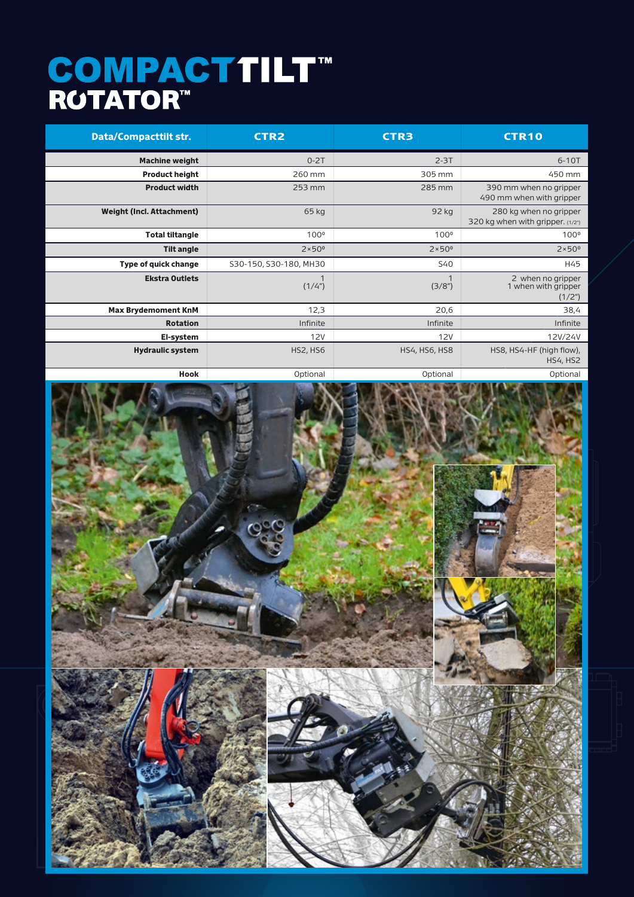# COMPACTTILT™ ROTATOR™

| Data/Compacttilt str. | CTR2 | CTR3 | CTR10 |
|---|---|---|---|
| **Machine weight** | 0-2T | 2-3T | 6-10T |
| **Product height** | 260 mm | 305 mm | 450 mm |
| **Product width** | 253 mm | 285 mm | 390 mm when no gripper<br>490 mm when with gripper |
| **Weight (Incl. Attachment)** | 65 kg | 92 kg | 280 kg when no gripper<br>320 kg when with gripper. (1/2") |
| **Total tiltangle** | 100º | 100º | 100º |
| **Tilt angle** | 2×50º | 2×50º | 2×50º |
| **Type of quick change** | S30-150, S30-180, MH30 | S40 | H45 |
| **Ekstra Outlets** | 1<br>(1/4") | 1<br>(3/8") | 2 when no gripper<br>1 when with gripper<br>(1/2") |
| **Max Brydemoment KnM** | 12,3 | 20,6 | 38,4 |
| **Rotation** | Infinite | Infinite | Infinite |
| **El-system** | 12V | 12V | 12V/24V |
| **Hydraulic system** | HS2, HS6 | HS4, HS6, HS8 | HS8, HS4-HF (high flow),<br>HS4, HS2 |
| **Hook** | Optional | Optional | Optional |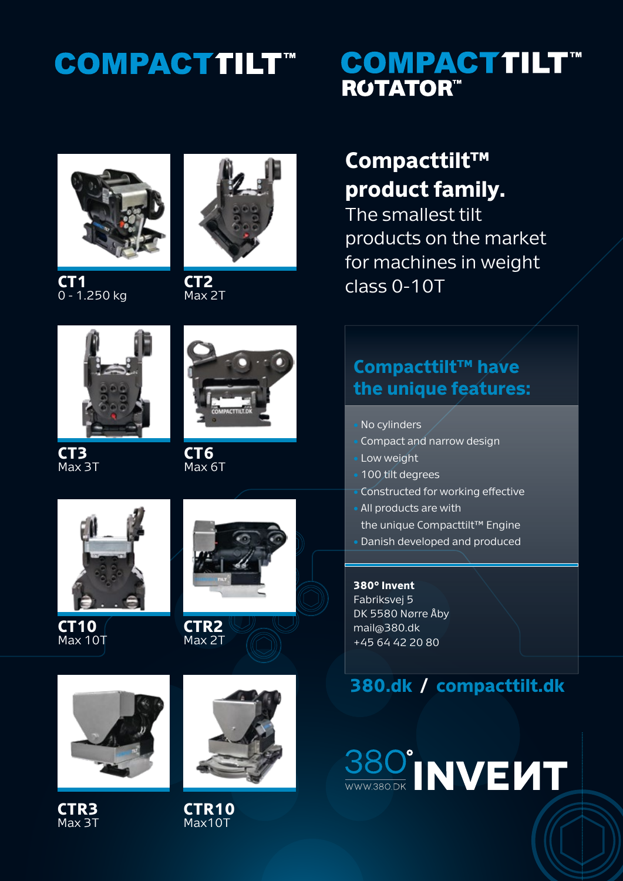# COMPACTTILT™

# COMPACTTILT™ ROTATOR™

**CT1**
0 - 1.250 kg

**CT2**
Max 2T

**CT3**
Max 3T

**CT6**
Max 6T

**CT10**
Max 10T

**CTR2**
Max 2T

**CTR3**
Max 3T

**CTR10**
Max10T

## Compacttilt™ product family.

The smallest tilt products on the market for machines in weight class 0-10T

### Compacttilt™ have the unique features:

- No cylinders
- Compact and narrow design
- Low weight
- 100 tilt degrees
- Constructed for working effective
- All products are with the unique Compacttilt™ Engine
- Danish developed and produced

**380° Invent**
Fabriksvej 5
DK 5580 Nørre Åby
mail@380.dk
+45 64 42 20 80

**380.dk / compacttilt.dk**

380° INVENT
WWW.380.DK